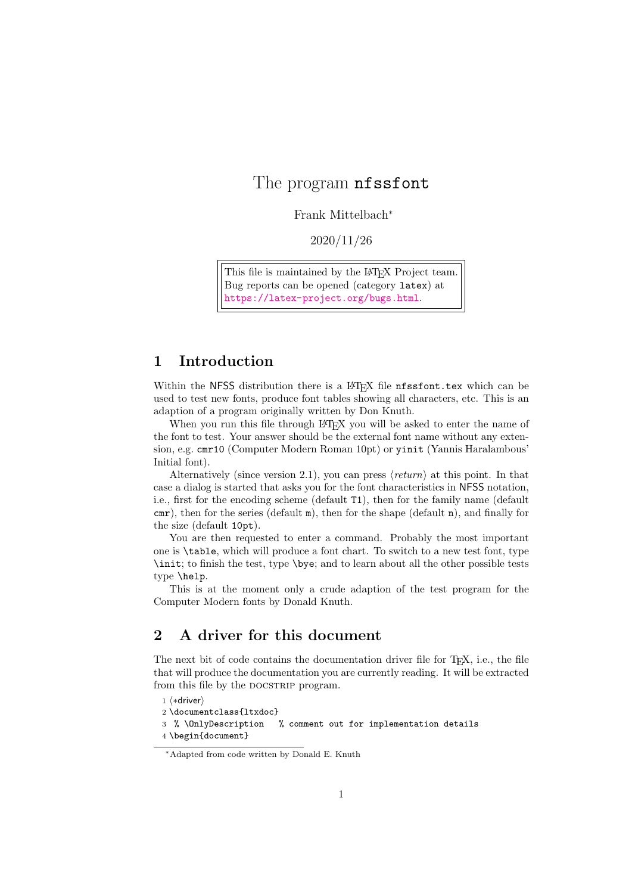# The program nfssfont

Frank Mittelbach[*]

2020/11/26

> This file is maintained by the LaTeX Project team.
> Bug reports can be opened (category latex) at
> https://latex-project.org/bugs.html.

## 1 Introduction

Within the NFSS distribution there is a LaTeX file `nfssfont.tex` which can be used to test new fonts, produce font tables showing all characters, etc. This is an adaption of a program originally written by Don Knuth.

When you run this file through LaTeX you will be asked to enter the name of the font to test. Your answer should be the external font name without any extension, e.g. `cmr10` (Computer Modern Roman 10pt) or `yinit` (Yannis Haralambous' Initial font).

Alternatively (since version 2.1), you can press ⟨*return*⟩ at this point. In that case a dialog is started that asks you for the font characteristics in NFSS notation, i.e., first for the encoding scheme (default `T1`), then for the family name (default `cmr`), then for the series (default `m`), then for the shape (default `n`), and finally for the size (default `10pt`).

You are then requested to enter a command. Probably the most important one is `\table`, which will produce a font chart. To switch to a new test font, type `\init`; to finish the test, type `\bye`; and to learn about all the other possible tests type `\help`.

This is at the moment only a crude adaption of the test program for the Computer Modern fonts by Donald Knuth.

## 2 A driver for this document

The next bit of code contains the documentation driver file for TeX, i.e., the file that will produce the documentation you are currently reading. It will be extracted from this file by the DOCSTRIP program.

```
1 ⟨*driver⟩
2 \documentclass{ltxdoc}
3  % \OnlyDescription   % comment out for implementation details
4 \begin{document}
```

[*]Adapted from code written by Donald E. Knuth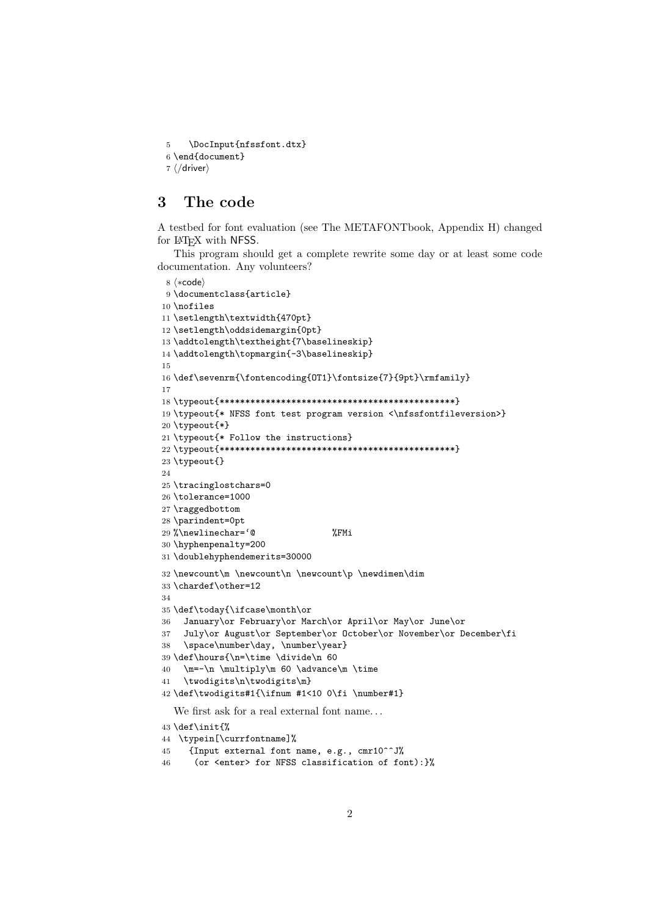```
5    \DocInput{nfssfont.dtx}
6 \end{document}
7 ⟨/driver⟩
```

## 3 The code

A testbed for font evaluation (see The METAFONTbook, Appendix H) changed for LaTeX with NFSS.

This program should get a complete rewrite some day or at least some code documentation. Any volunteers?

```
8 ⟨*code⟩
9 \documentclass{article}
10 \nofiles
11 \setlength\textwidth{470pt}
12 \setlength\oddsidemargin{0pt}
13 \addtolength\textheight{7\baselineskip}
14 \addtolength\topmargin{-3\baselineskip}
15
16 \def\sevenrm{\fontencoding{OT1}\fontsize{7}{9pt}\rmfamily}
17
18 \typeout{**********************************************}
19 \typeout{* NFSS font test program version <\nfssfontfileversion>}
20 \typeout{*}
21 \typeout{* Follow the instructions}
22 \typeout{**********************************************}
23 \typeout{}
24
25 \tracinglostchars=0
26 \tolerance=1000
27 \raggedbottom
28 \parindent=0pt
29 %\newlinechar='@               %FMi
30 \hyphenpenalty=200
31 \doublehyphendemerits=30000
32 \newcount\m \newcount\n \newcount\p \newdimen\dim
33 \chardef\other=12
34
35 \def\today{\ifcase\month\or
36   January\or February\or March\or April\or May\or June\or
37   July\or August\or September\or October\or November\or December\fi
38   \space\number\day, \number\year}
39 \def\hours{\n=\time \divide\n 60
40   \m=-\n \multiply\m 60 \advance\m \time
41   \twodigits\n\twodigits\m}
42 \def\twodigits#1{\ifnum #1<10 0\fi \number#1}
```

We first ask for a real external font name...

```
43 \def\init{%
44  \typein[\currfontname]%
45    {Input external font name, e.g., cmr10^^J%
46     (or <enter> for NFSS classification of font):}%
```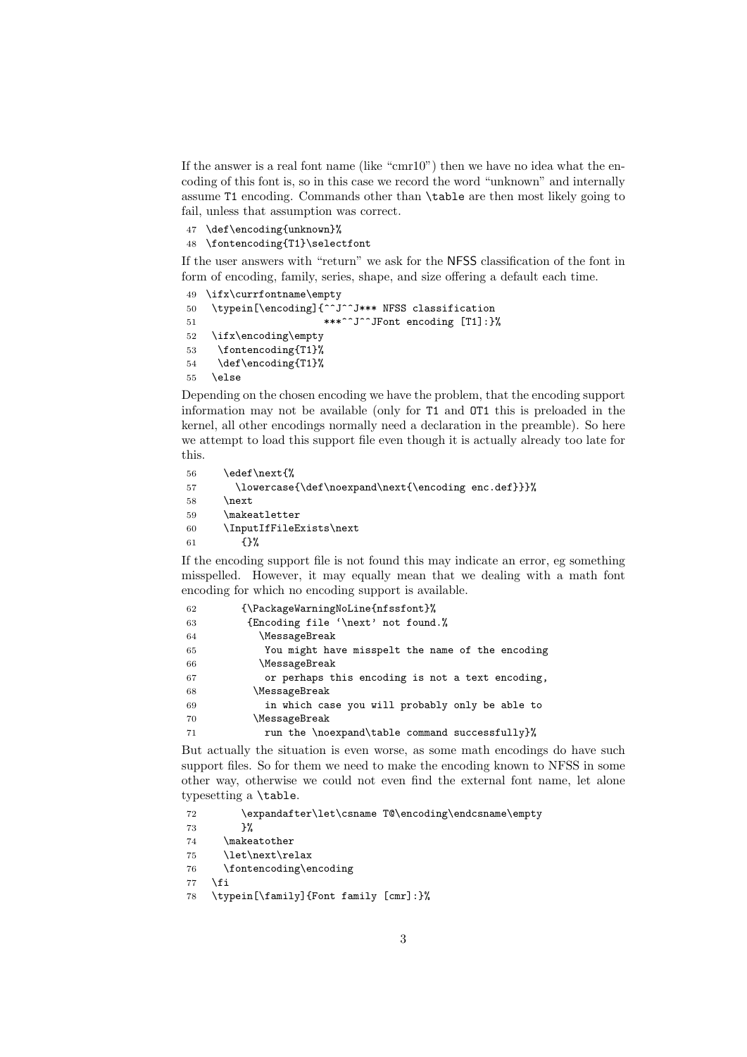If the answer is a real font name (like "cmr10") then we have no idea what the encoding of this font is, so in this case we record the word "unknown" and internally assume T1 encoding. Commands other than \table are then most likely going to fail, unless that assumption was correct.

```
47 \def\encoding{unknown}%
48 \fontencoding{T1}\selectfont
```

If the user answers with "return" we ask for the NFSS classification of the font in form of encoding, family, series, shape, and size offering a default each time.

```
49 \ifx\currfontname\empty
50   \typein[\encoding]{^^J^^J*** NFSS classification
51                     ***^^J^^JFont encoding [T1]:}%
52   \ifx\encoding\empty
53    \fontencoding{T1}%
54    \def\encoding{T1}%
55   \else
```

Depending on the chosen encoding we have the problem, that the encoding support information may not be available (only for T1 and OT1 this is preloaded in the kernel, all other encodings normally need a declaration in the preamble). So here we attempt to load this support file even though it is actually already too late for this.

```
56     \edef\next{%
57       \lowercase{\def\noexpand\next{\encoding enc.def}}}%
58     \next
59     \makeatletter
60     \InputIfFileExists\next
61        {}%
```

If the encoding support file is not found this may indicate an error, eg something misspelled. However, it may equally mean that we dealing with a math font encoding for which no encoding support is available.

```
62        {\PackageWarningNoLine{nfssfont}%
63         {Encoding file `\next' not found.%
64           \MessageBreak
65            You might have misspelt the name of the encoding
66           \MessageBreak
67            or perhaps this encoding is not a text encoding,
68          \MessageBreak
69            in which case you will probably only be able to
70          \MessageBreak
71            run the \noexpand\table command successfully}%
```

But actually the situation is even worse, as some math encodings do have such support files. So for them we need to make the encoding known to NFSS in some other way, otherwise we could not even find the external font name, let alone typesetting a \table.

```
72        \expandafter\let\csname T@\encoding\endcsname\empty
73        }%
74     \makeatother
75     \let\next\relax
76     \fontencoding\encoding
77   \fi
78   \typein[\family]{Font family [cmr]:}%
```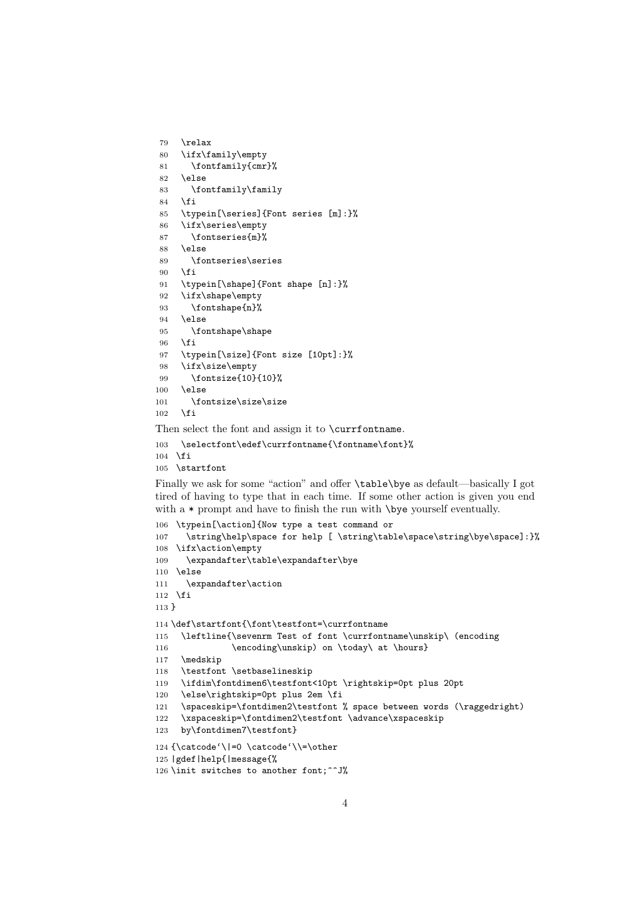```
79   \relax
80   \ifx\family\empty
81     \fontfamily{cmr}%
82   \else
83     \fontfamily\family
84   \fi
85   \typein[\series]{Font series [m]:}%
86   \ifx\series\empty
87     \fontseries{m}%
88   \else
89     \fontseries\series
90   \fi
91   \typein[\shape]{Font shape [n]:}%
92   \ifx\shape\empty
93     \fontshape{n}%
94   \else
95     \fontshape\shape
96   \fi
97   \typein[\size]{Font size [10pt]:}%
98   \ifx\size\empty
99     \fontsize{10}{10}%
100  \else
101    \fontsize\size\size
102  \fi
```

Then select the font and assign it to \currfontname.

```
103  \selectfont\edef\currfontname{\fontname\font}%
104 \fi
105 \startfont
```

Finally we ask for some "action" and offer \table\bye as default—basically I got tired of having to type that in each time. If some other action is given you end with a * prompt and have to finish the run with \bye yourself eventually.

```
106 \typein[\action]{Now type a test command or
107   \string\help\space for help [ \string\table\space\string\bye\space]:}%
108 \ifx\action\empty
109   \expandafter\table\expandafter\bye
110 \else
111   \expandafter\action
112 \fi
113 }
114 \def\startfont{\font\testfont=\currfontname
115   \leftline{\sevenrm Test of font \currfontname\unskip\ (encoding
116            \encoding\unskip) on \today\ at \hours}
117   \medskip
118   \testfont \setbaselineskip
119   \ifdim\fontdimen6\testfont<10pt \rightskip=0pt plus 20pt
120   \else\rightskip=0pt plus 2em \fi
121   \spaceskip=\fontdimen2\testfont % space between words (\raggedright)
122   \xspaceskip=\fontdimen2\testfont \advance\xspaceskip
123   by\fontdimen7\testfont}
124 {\catcode`\|=0 \catcode`\\=\other
125 |gdef|help{|message{%
126 \init switches to another font;^^J%
```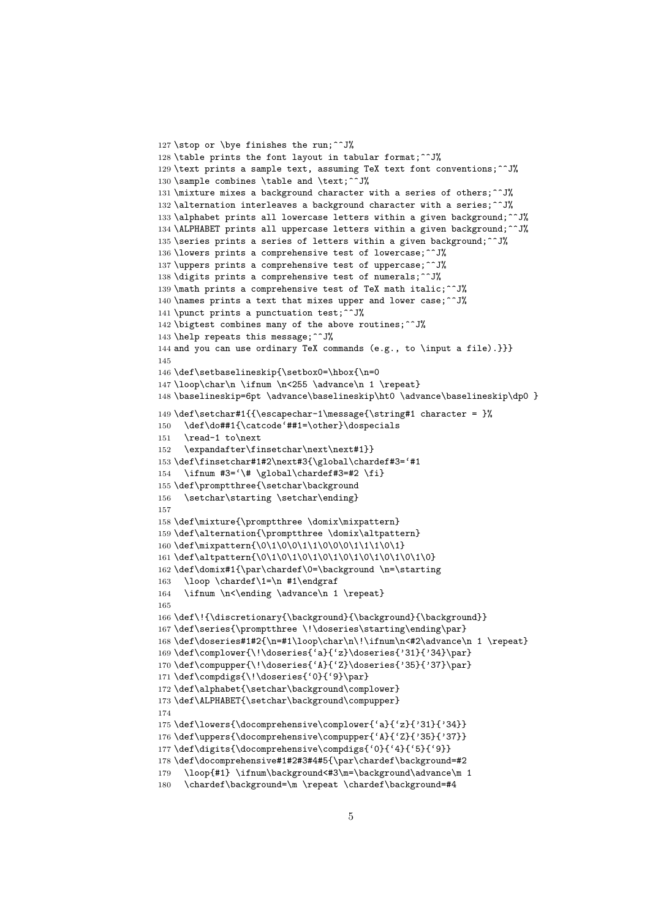```
127 \stop or \bye finishes the run;^^J%
128 \table prints the font layout in tabular format;^^J%
129 \text prints a sample text, assuming TeX text font conventions;^^J%
130 \sample combines \table and \text;^^J%
131 \mixture mixes a background character with a series of others;^^J%
132 \alternation interleaves a background character with a series;^^J%
133 \alphabet prints all lowercase letters within a given background;^^J%
134 \ALPHABET prints all uppercase letters within a given background;^^J%
135 \series prints a series of letters within a given background;^^J%
136 \lowers prints a comprehensive test of lowercase;^^J%
137 \uppers prints a comprehensive test of uppercase;^^J%
138 \digits prints a comprehensive test of numerals;^^J%
139 \math prints a comprehensive test of TeX math italic;^^J%
140 \names prints a text that mixes upper and lower case;^^J%
141 \punct prints a punctuation test;^^J%
142 \bigtest combines many of the above routines;^^J%
143 \help repeats this message;^^J%
144 and you can use ordinary TeX commands (e.g., to \input a file).}}}
145
146 \def\setbaselineskip{\setbox0=\hbox{\n=0
147 \loop\char\n \ifnum \n<255 \advance\n 1 \repeat}
148 \baselineskip=6pt \advance\baselineskip\ht0 \advance\baselineskip\dp0 }
149 \def\setchar#1{{\escapechar-1\message{\string#1 character = }%
150   \def\do##1{\catcode`##1=\other}\dospecials
151   \read-1 to\next
152   \expandafter\finsetchar\next\next#1}}
153 \def\finsetchar#1#2\next#3{\global\chardef#3=`#1
154   \ifnum #3=`\# \global\chardef#3=#2 \fi}
155 \def\promptthree{\setchar\background
156   \setchar\starting \setchar\ending}
157
158 \def\mixture{\promptthree \domix\mixpattern}
159 \def\alternation{\promptthree \domix\altpattern}
160 \def\mixpattern{\0\1\0\0\1\1\0\0\0\1\1\1\0\1}
161 \def\altpattern{\0\1\0\1\0\1\0\1\0\1\0\1\0\1\0}
162 \def\domix#1{\par\chardef\0=\background \n=\starting
163   \loop \chardef\1=\n #1\endgraf
164   \ifnum \n<\ending \advance\n 1 \repeat}
165
166 \def\!{\discretionary{\background}{\background}{\background}}
167 \def\series{\promptthree \!\doseries\starting\ending\par}
168 \def\doseries#1#2{\n=#1\loop\char\n\!\ifnum\n<#2\advance\n 1 \repeat}
169 \def\complower{\!\doseries{`a}{`z}\doseries{'31}{'34}\par}
170 \def\compupper{\!\doseries{`A}{`Z}\doseries{'35}{'37}\par}
171 \def\compdigs{\!\doseries{`0}{`9}\par}
172 \def\alphabet{\setchar\background\complower}
173 \def\ALPHABET{\setchar\background\compupper}
174
175 \def\lowers{\docomprehensive\complower{`a}{`z}{'31}{'34}}
176 \def\uppers{\docomprehensive\compupper{`A}{`Z}{'35}{'37}}
177 \def\digits{\docomprehensive\compdigs{`0}{`4}{`5}{`9}}
178 \def\docomprehensive#1#2#3#4#5{\par\chardef\background=#2
179   \loop{#1} \ifnum\background<#3\m=\background\advance\m 1
180   \chardef\background=\m \repeat \chardef\background=#4
```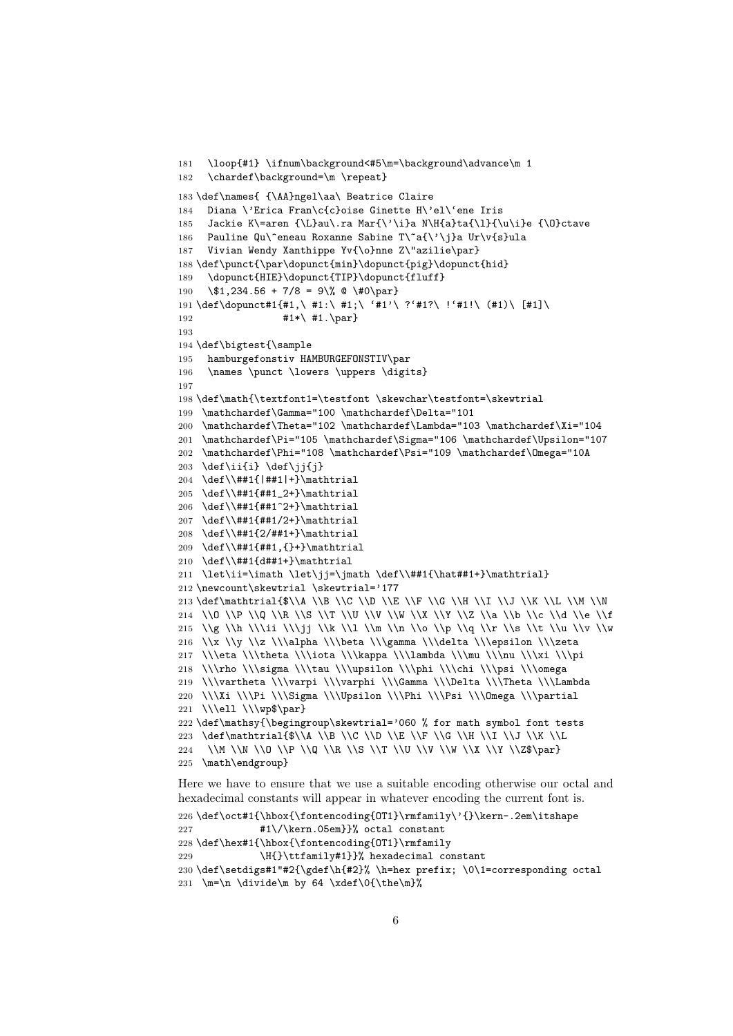```
181   \loop{#1} \ifnum\background<#5\m=\background\advance\m 1
182   \chardef\background=\m \repeat}
183 \def\names{ {\AA}ngel\aa\ Beatrice Claire
184   Diana \'Erica Fran\c{c}oise Ginette H\'el\`ene Iris
185   Jackie K\=aren {\L}au\.ra Mar{\'\i}a N\H{a}ta{\l}{\u\i}e {\O}ctave
186   Pauline Qu\^eneau Roxanne Sabine T\~a{\'\j}a Ur\v{s}ula
187   Vivian Wendy Xanthippe Yv{\o}nne Z\"azilie\par}
188 \def\punct{\par\dopunct{min}\dopunct{pig}\dopunct{hid}
189   \dopunct{HIE}\dopunct{TIP}\dopunct{fluff}
190   \$1,234.56 + 7/8 = 9\% @ \#0\par}
191 \def\dopunct#1{#1,\ #1:\ #1;\ `#1'\ ?`#1?\ !`#1!\ (#1)\ [#1]\
192               #1*\ #1.\par}
193
194 \def\bigtest{\sample
195   hamburgefonstiv HAMBURGEFONSTIV\par
196   \names \punct \lowers \uppers \digits}
197
198 \def\math{\textfont1=\testfont \skewchar\testfont=\skewtrial
199  \mathchardef\Gamma="100 \mathchardef\Delta="101
200  \mathchardef\Theta="102 \mathchardef\Lambda="103 \mathchardef\Xi="104
201  \mathchardef\Pi="105 \mathchardef\Sigma="106 \mathchardef\Upsilon="107
202  \mathchardef\Phi="108 \mathchardef\Psi="109 \mathchardef\Omega="10A
203  \def\ii{i} \def\jj{j}
204  \def\\##1{|##1|+}\mathtrial
205  \def\\##1{##1_2+}\mathtrial
206  \def\\##1{##1^2+}\mathtrial
207  \def\\##1{##1/2+}\mathtrial
208  \def\\##1{2/##1+}\mathtrial
209  \def\\##1{##1,{}+}\mathtrial
210  \def\\##1{d##1+}\mathtrial
211  \let\ii=\imath \let\jj=\jmath \def\\##1{\hat##1+}\mathtrial}
212 \newcount\skewtrial \skewtrial='177
213 \def\mathtrial{$\\A \\B \\C \\D \\E \\F \\G \\H \\I \\J \\K \\L \\M \\N
214  \\O \\P \\Q \\R \\S \\T \\U \\V \\W \\X \\Y \\Z \\a \\b \\c \\d \\e \\f
215  \\g \\h \\\ii \\\jj \\k \\l \\m \\n \\o \\p \\q \\r \\s \\t \\u \\v \\w
216  \\x \\y \\z \\\alpha \\\beta \\\gamma \\\delta \\\epsilon \\\zeta
217  \\\eta \\\theta \\\iota \\\kappa \\\lambda \\\mu \\\nu \\\xi \\\pi
218  \\\rho \\\sigma \\\tau \\\upsilon \\\phi \\\chi \\\psi \\\omega
219  \\\vartheta \\\varpi \\\varphi \\\Gamma \\\Delta \\\Theta \\\Lambda
220  \\\Xi \\\Pi \\\Sigma \\\Upsilon \\\Phi \\\Psi \\\Omega \\\partial
221  \\\ell \\\wp$\par}
222 \def\mathsy{\begingroup\skewtrial='060 % for math symbol font tests
223  \def\mathtrial{$\\A \\B \\C \\D \\E \\F \\G \\H \\I \\J \\K \\L
224   \\M \\N \\O \\P \\Q \\R \\S \\T \\U \\V \\W \\X \\Y \\Z$\par}
225  \math\endgroup}
```

Here we have to ensure that we use a suitable encoding otherwise our octal and hexadecimal constants will appear in whatever encoding the current font is.

```
226 \def\oct#1{\hbox{\fontencoding{OT1}\rmfamily\'{}\kern-.2em\itshape
227            #1\/\kern.05em}}% octal constant
228 \def\hex#1{\hbox{\fontencoding{OT1}\rmfamily
229            \H{}\ttfamily#1}}% hexadecimal constant
230 \def\setdigs#1"#2{\gdef\h{#2}% \h=hex prefix; \0\1=corresponding octal
231  \m=\n \divide\m by 64 \xdef\0{\the\m}%
```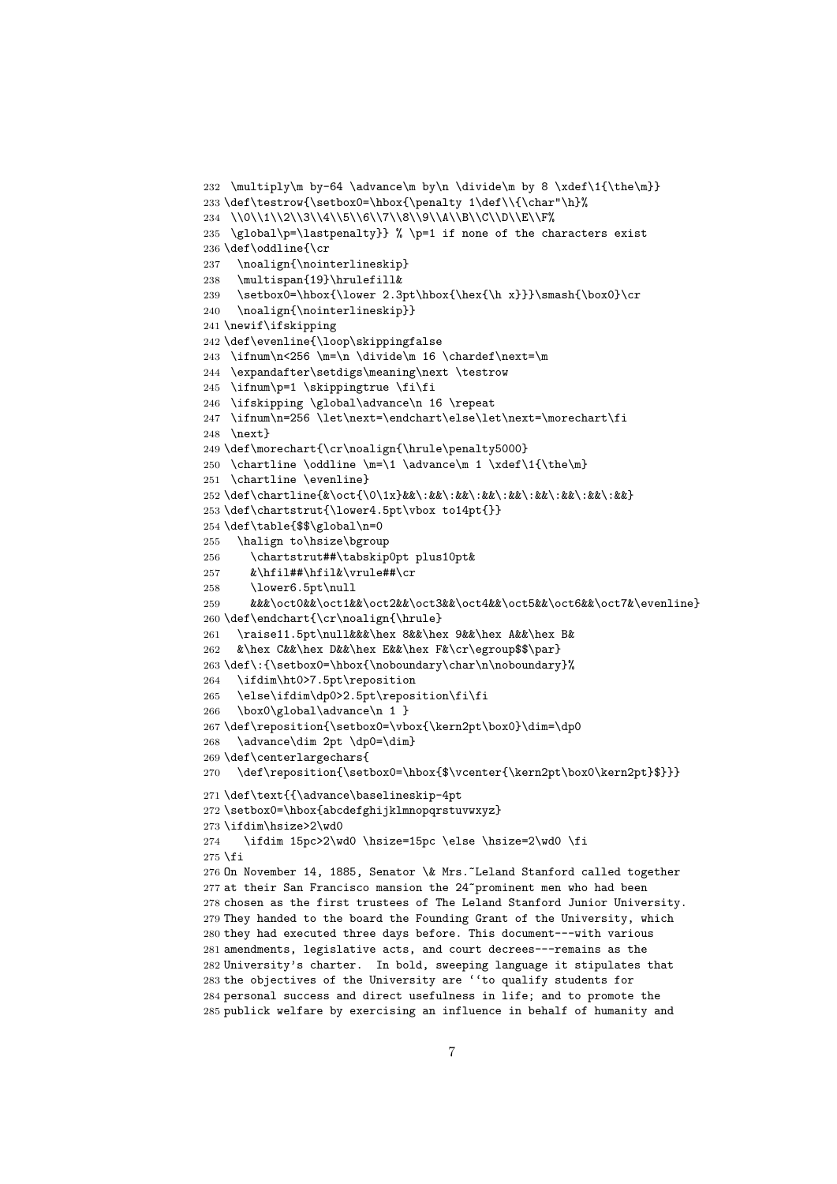```
232 \multiply\m by-64 \advance\m by\n \divide\m by 8 \xdef\1{\the\m}}
233 \def\testrow{\setbox0=\hbox{\penalty 1\def\\{\char"\h}%
234  \\0\\1\\2\\3\\4\\5\\6\\7\\8\\9\\A\\B\\C\\D\\E\\F%
235  \global\p=\lastpenalty}} % \p=1 if none of the characters exist
236 \def\oddline{\cr
237   \noalign{\nointerlineskip}
238   \multispan{19}\hrulefill&
239   \setbox0=\hbox{\lower 2.3pt\hbox{\hex{\h x}}}\smash{\box0}\cr
240   \noalign{\nointerlineskip}}
241 \newif\ifskipping
242 \def\evenline{\loop\skippingfalse
243  \ifnum\n<256 \m=\n \divide\m 16 \chardef\next=\m
244  \expandafter\setdigs\meaning\next \testrow
245  \ifnum\p=1 \skippingtrue \fi\fi
246  \ifskipping \global\advance\n 16 \repeat
247  \ifnum\n=256 \let\next=\endchart\else\let\next=\morechart\fi
248  \next}
249 \def\morechart{\cr\noalign{\hrule\penalty5000}
250  \chartline \oddline \m=\1 \advance\m 1 \xdef\1{\the\m}
251  \chartline \evenline}
252 \def\chartline{&\oct{\0\1x}&&\:&&\:&&\:&&\:&&\:&&\:&&\:&&\:&&}
253 \def\chartstrut{\lower4.5pt\vbox to14pt{}}
254 \def\table{$$\global\n=0
255   \halign to\hsize\bgroup
256     \chartstrut##\tabskip0pt plus10pt&
257     &\hfil##\hfil&\vrule##\cr
258     \lower6.5pt\null
259     &&&\oct0&&\oct1&&\oct2&&\oct3&&\oct4&&\oct5&&\oct6&&\oct7&\evenline}
260 \def\endchart{\cr\noalign{\hrule}
261   \raise11.5pt\null&&&\hex 8&&\hex 9&&\hex A&&\hex B&
262   &\hex C&&\hex D&&\hex E&&\hex F&\cr\egroup$$\par}
263 \def\:{\setbox0=\hbox{\noboundary\char\n\noboundary}%
264   \ifdim\ht0>7.5pt\reposition
265   \else\ifdim\dp0>2.5pt\reposition\fi\fi
266   \box0\global\advance\n 1 }
267 \def\reposition{\setbox0=\vbox{\kern2pt\box0}\dim=\dp0
268   \advance\dim 2pt \dp0=\dim}
269 \def\centerlargechars{
270   \def\reposition{\setbox0=\hbox{$\vcenter{\kern2pt\box0\kern2pt}$}}}
271 \def\text{{\advance\baselineskip-4pt
272 \setbox0=\hbox{abcdefghijklmnopqrstuvwxyz}
273 \ifdim\hsize>2\wd0
274    \ifdim 15pc>2\wd0 \hsize=15pc \else \hsize=2\wd0 \fi
275 \fi
276 On November 14, 1885, Senator \& Mrs.~Leland Stanford called together
277 at their San Francisco mansion the 24~prominent men who had been
278 chosen as the first trustees of The Leland Stanford Junior University.
279 They handed to the board the Founding Grant of the University, which
280 they had executed three days before. This document---with various
281 amendments, legislative acts, and court decrees---remains as the
282 University's charter.  In bold, sweeping language it stipulates that
283 the objectives of the University are ``to qualify students for
284 personal success and direct usefulness in life; and to promote the
285 publick welfare by exercising an influence in behalf of humanity and
```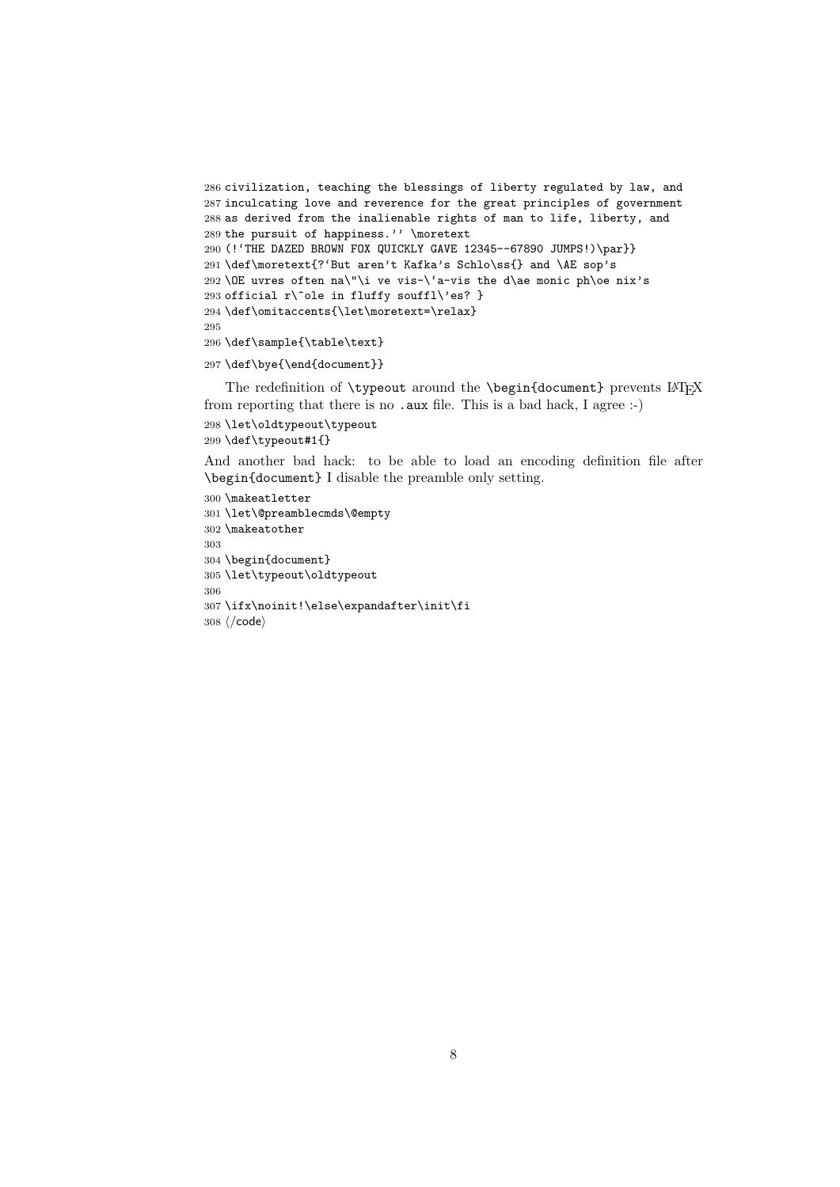```
286 civilization, teaching the blessings of liberty regulated by law, and
287 inculcating love and reverence for the great principles of government
288 as derived from the inalienable rights of man to life, liberty, and
289 the pursuit of happiness.'' \moretext
290 (!`THE DAZED BROWN FOX QUICKLY GAVE 12345--67890 JUMPS!)\par}}
291 \def\moretext{?`But aren't Kafka's Schlo\ss{} and \AE sop's
292 \OE uvres often na\"\i ve vis-\`a-vis the d\ae monic ph\oe nix's
293 official r\^ole in fluffy souffl\'es? }
294 \def\omitaccents{\let\moretext=\relax}
295
296 \def\sample{\table\text}
297 \def\bye{\end{document}}
```

The redefinition of `\typeout` around the `\begin{document}` prevents LaTeX from reporting that there is no `.aux` file. This is a bad hack, I agree :-)

```
298 \let\oldtypeout\typeout
299 \def\typeout#1{}
```

And another bad hack: to be able to load an encoding definition file after `\begin{document}` I disable the preamble only setting.

```
300 \makeatletter
301 \let\@preamblecmds\@empty
302 \makeatother
303
304 \begin{document}
305 \let\typeout\oldtypeout
306
307 \ifx\noinit!\else\expandafter\init\fi
308 ⟨/code⟩
```